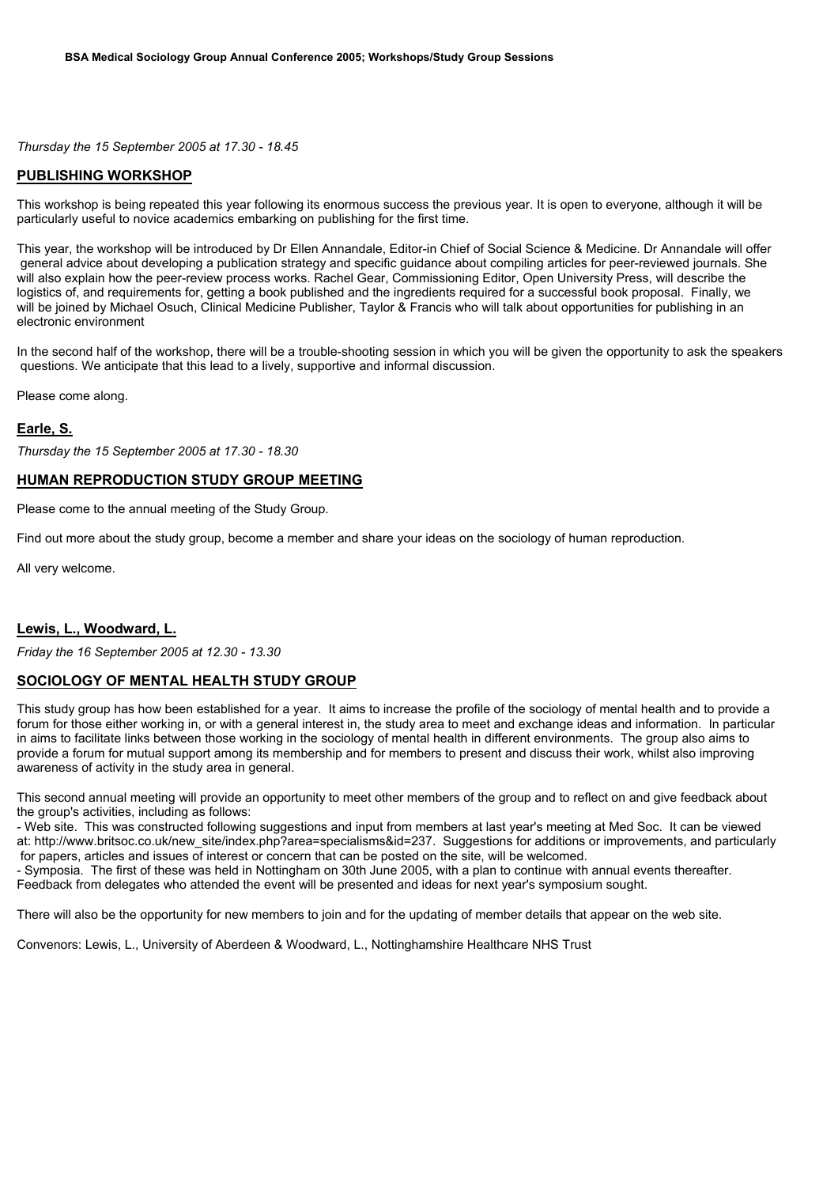*Thursday the 15 September 2005 at 17.30 - 18.45*

## PUBLISHING WORKSHOP

This workshop is being repeated this year following its enormous success the previous year. It is open to everyone, although it will be particularly useful to novice academics embarking on publishing for the first time.

This year, the workshop will be introduced by Dr Ellen Annandale, Editor-in Chief of Social Science & Medicine. Dr Annandale will offer general advice about developing a publication strategy and specific guidance about compiling articles for peer-reviewed journals. She will also explain how the peer-review process works. Rachel Gear, Commissioning Editor, Open University Press, will describe the logistics of, and requirements for, getting a book published and the ingredients required for a successful book proposal. Finally, we will be joined by Michael Osuch, Clinical Medicine Publisher, Taylor & Francis who will talk about opportunities for publishing in an electronic environment

In the second half of the workshop, there will be a trouble-shooting session in which you will be given the opportunity to ask the speakers questions. We anticipate that this lead to a lively, supportive and informal discussion.

Please come along.

## Earle, S.

*Thursday the 15 September 2005 at 17.30 - 18.30*

## HUMAN REPRODUCTION STUDY GROUP MEETING

Please come to the annual meeting of the Study Group.

Find out more about the study group, become a member and share your ideas on the sociology of human reproduction.

All very welcome.

## Lewis, L., Woodward, L.

*Friday the 16 September 2005 at 12.30 - 13.30*

## SOCIOLOGY OF MENTAL HEALTH STUDY GROUP

This study group has how been established for a year. It aims to increase the profile of the sociology of mental health and to provide a forum for those either working in, or with a general interest in, the study area to meet and exchange ideas and information. In particular in aims to facilitate links between those working in the sociology of mental health in different environments. The group also aims to provide a forum for mutual support among its membership and for members to present and discuss their work, whilst also improving awareness of activity in the study area in general.

This second annual meeting will provide an opportunity to meet other members of the group and to reflect on and give feedback about the group's activities, including as follows:

- Web site. This was constructed following suggestions and input from members at last year's meeting at Med Soc. It can be viewed at: http://www.britsoc.co.uk/new_site/index.php?area=specialisms&id=237. Suggestions for additions or improvements, and particularly for papers, articles and issues of interest or concern that can be posted on the site, will be welcomed.
- Symposia. The first of these was held in Nottingham on 30th June 2005, with a plan to continue with annual events thereafter. Feedback from delegates who attended the event will be presented and ideas for next year's symposium sought.

There will also be the opportunity for new members to join and for the updating of member details that appear on the web site.

Convenors: Lewis, L., University of Aberdeen & Woodward, L., Nottinghamshire Healthcare NHS Trust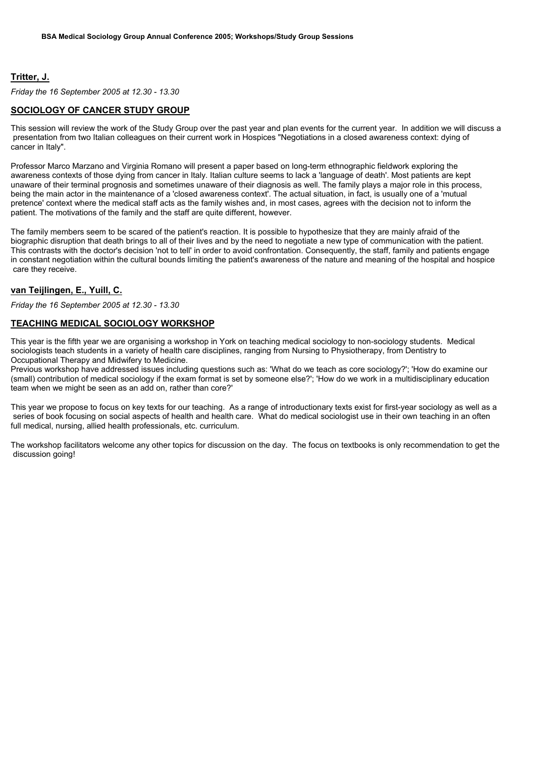**Tritter, J.**

*Friday the 16 September 2005 at 12.30 - 13.30*

## SOCIOLOGY OF CANCER STUDY GROUP

This session will review the work of the Study Group over the past year and plan events for the current year. In addition we will discuss a presentation from two Italian colleagues on their current work in Hospices "Negotiations in a closed awareness context: dying of cancer in Italy".

Professor Marco Marzano and Virginia Romano will present a paper based on long-term ethnographic fieldwork exploring the awareness contexts of those dying from cancer in Italy. Italian culture seems to lack a 'language of death'. Most patients are kept unaware of their terminal prognosis and sometimes unaware of their diagnosis as well. The family plays a major role in this process, being the main actor in the maintenance of a 'closed awareness context'. The actual situation, in fact, is usually one of a 'mutual pretence' context where the medical staff acts as the family wishes and, in most cases, agrees with the decision not to inform the patient. The motivations of the family and the staff are quite different, however.

The family members seem to be scared of the patient's reaction. It is possible to hypothesize that they are mainly afraid of the biographic disruption that death brings to all of their lives and by the need to negotiate a new type of communication with the patient. This contrasts with the doctor's decision 'not to tell' in order to avoid confrontation. Consequently, the staff, family and patients engage in constant negotiation within the cultural bounds limiting the patient's awareness of the nature and meaning of the hospital and hospice care they receive.

**van Teijlingen, E., Yuill, C.**

*Friday the 16 September 2005 at 12.30 - 13.30*

## TEACHING MEDICAL SOCIOLOGY WORKSHOP

This year is the fifth year we are organising a workshop in York on teaching medical sociology to non-sociology students. Medical sociologists teach students in a variety of health care disciplines, ranging from Nursing to Physiotherapy, from Dentistry to Occupational Therapy and Midwifery to Medicine.
Previous workshop have addressed issues including questions such as: 'What do we teach as core sociology?'; 'How do examine our (small) contribution of medical sociology if the exam format is set by someone else?'; 'How do we work in a multidisciplinary education team when we might be seen as an add on, rather than core?'

This year we propose to focus on key texts for our teaching. As a range of introductionary texts exist for first-year sociology as well as a series of book focusing on social aspects of health and health care. What do medical sociologist use in their own teaching in an often full medical, nursing, allied health professionals, etc. curriculum.

The workshop facilitators welcome any other topics for discussion on the day. The focus on textbooks is only recommendation to get the discussion going!